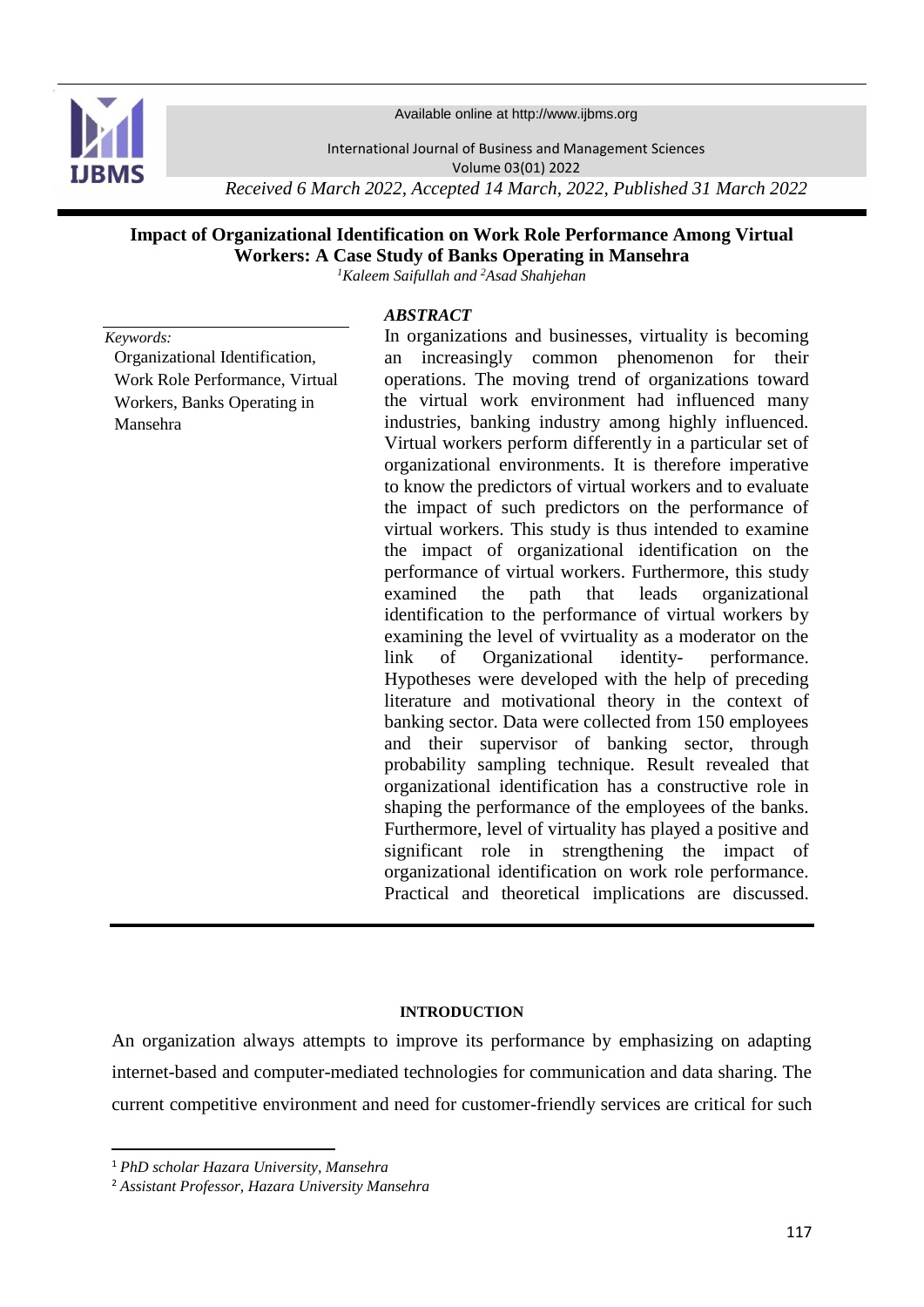# Impact of Organizational Identification on Work Role Performance Among Virtual Workers: A Case Study of Banks Operating in Mansehra

*[1]Kaleem Saifullah and [2]Asad Shahjehan*

*Keywords:*
Organizational Identification, Work Role Performance, Virtual Workers, Banks Operating in Mansehra

## *ABSTRACT*

In organizations and businesses, virtuality is becoming an increasingly common phenomenon for their operations. The moving trend of organizations toward the virtual work environment had influenced many industries, banking industry among highly influenced. Virtual workers perform differently in a particular set of organizational environments. It is therefore imperative to know the predictors of virtual workers and to evaluate the impact of such predictors on the performance of virtual workers. This study is thus intended to examine the impact of organizational identification on the performance of virtual workers. Furthermore, this study examined the path that leads organizational identification to the performance of virtual workers by examining the level of vvirtuality as a moderator on the link of Organizational identity- performance. Hypotheses were developed with the help of preceding literature and motivational theory in the context of banking sector. Data were collected from 150 employees and their supervisor of banking sector, through probability sampling technique. Result revealed that organizational identification has a constructive role in shaping the performance of the employees of the banks. Furthermore, level of virtuality has played a positive and significant role in strengthening the impact of organizational identification on work role performance. Practical and theoretical implications are discussed.

## INTRODUCTION

An organization always attempts to improve its performance by emphasizing on adapting internet-based and computer-mediated technologies for communication and data sharing. The current competitive environment and need for customer-friendly services are critical for such

---

[1] *PhD scholar Hazara University, Mansehra*

[2] *Assistant Professor, Hazara University Mansehra*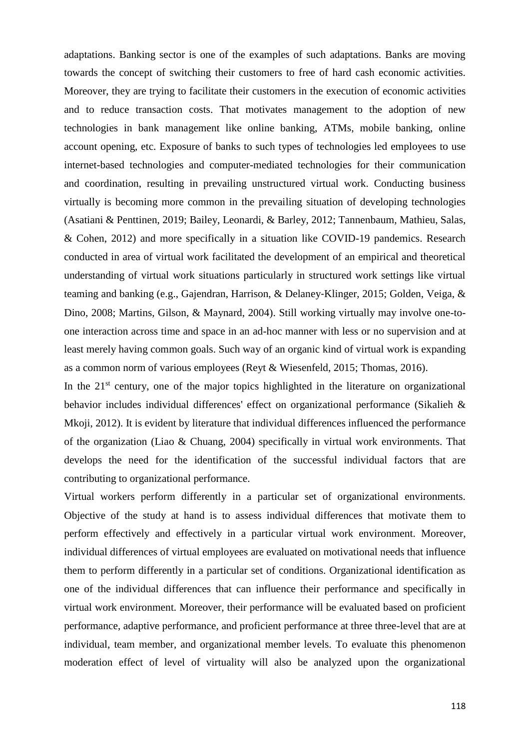adaptations. Banking sector is one of the examples of such adaptations. Banks are moving towards the concept of switching their customers to free of hard cash economic activities. Moreover, they are trying to facilitate their customers in the execution of economic activities and to reduce transaction costs. That motivates management to the adoption of new technologies in bank management like online banking, ATMs, mobile banking, online account opening, etc. Exposure of banks to such types of technologies led employees to use internet-based technologies and computer-mediated technologies for their communication and coordination, resulting in prevailing unstructured virtual work. Conducting business virtually is becoming more common in the prevailing situation of developing technologies (Asatiani & Penttinen, 2019; Bailey, Leonardi, & Barley, 2012; Tannenbaum, Mathieu, Salas, & Cohen, 2012) and more specifically in a situation like COVID-19 pandemics. Research conducted in area of virtual work facilitated the development of an empirical and theoretical understanding of virtual work situations particularly in structured work settings like virtual teaming and banking (e.g., Gajendran, Harrison, & Delaney-Klinger, 2015; Golden, Veiga, & Dino, 2008; Martins, Gilson, & Maynard, 2004). Still working virtually may involve one-to-one interaction across time and space in an ad-hoc manner with less or no supervision and at least merely having common goals. Such way of an organic kind of virtual work is expanding as a common norm of various employees (Reyt & Wiesenfeld, 2015; Thomas, 2016).

In the 21st century, one of the major topics highlighted in the literature on organizational behavior includes individual differences' effect on organizational performance (Sikalieh & Mkoji, 2012). It is evident by literature that individual differences influenced the performance of the organization (Liao & Chuang, 2004) specifically in virtual work environments. That develops the need for the identification of the successful individual factors that are contributing to organizational performance.

Virtual workers perform differently in a particular set of organizational environments. Objective of the study at hand is to assess individual differences that motivate them to perform effectively and effectively in a particular virtual work environment. Moreover, individual differences of virtual employees are evaluated on motivational needs that influence them to perform differently in a particular set of conditions. Organizational identification as one of the individual differences that can influence their performance and specifically in virtual work environment. Moreover, their performance will be evaluated based on proficient performance, adaptive performance, and proficient performance at three three-level that are at individual, team member, and organizational member levels. To evaluate this phenomenon moderation effect of level of virtuality will also be analyzed upon the organizational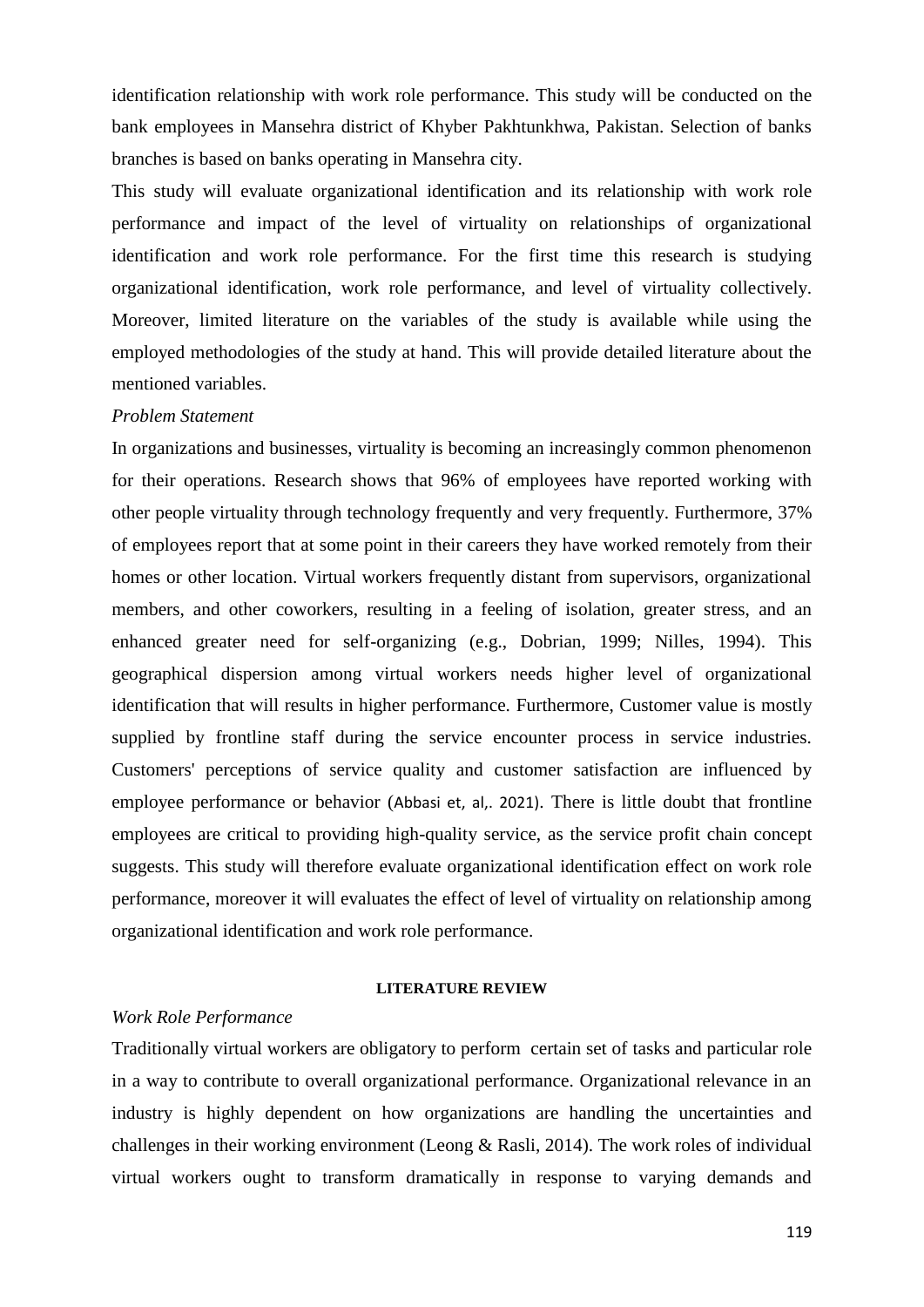identification relationship with work role performance. This study will be conducted on the bank employees in Mansehra district of Khyber Pakhtunkhwa, Pakistan. Selection of banks branches is based on banks operating in Mansehra city.

This study will evaluate organizational identification and its relationship with work role performance and impact of the level of virtuality on relationships of organizational identification and work role performance. For the first time this research is studying organizational identification, work role performance, and level of virtuality collectively. Moreover, limited literature on the variables of the study is available while using the employed methodologies of the study at hand. This will provide detailed literature about the mentioned variables.

*Problem Statement*

In organizations and businesses, virtuality is becoming an increasingly common phenomenon for their operations. Research shows that 96% of employees have reported working with other people virtuality through technology frequently and very frequently. Furthermore, 37% of employees report that at some point in their careers they have worked remotely from their homes or other location. Virtual workers frequently distant from supervisors, organizational members, and other coworkers, resulting in a feeling of isolation, greater stress, and an enhanced greater need for self-organizing (e.g., Dobrian, 1999; Nilles, 1994). This geographical dispersion among virtual workers needs higher level of organizational identification that will results in higher performance. Furthermore, Customer value is mostly supplied by frontline staff during the service encounter process in service industries. Customers' perceptions of service quality and customer satisfaction are influenced by employee performance or behavior (Abbasi et, al,. 2021). There is little doubt that frontline employees are critical to providing high-quality service, as the service profit chain concept suggests. This study will therefore evaluate organizational identification effect on work role performance, moreover it will evaluates the effect of level of virtuality on relationship among organizational identification and work role performance.

## LITERATURE REVIEW

*Work Role Performance*

Traditionally virtual workers are obligatory to perform certain set of tasks and particular role in a way to contribute to overall organizational performance. Organizational relevance in an industry is highly dependent on how organizations are handling the uncertainties and challenges in their working environment (Leong & Rasli, 2014). The work roles of individual virtual workers ought to transform dramatically in response to varying demands and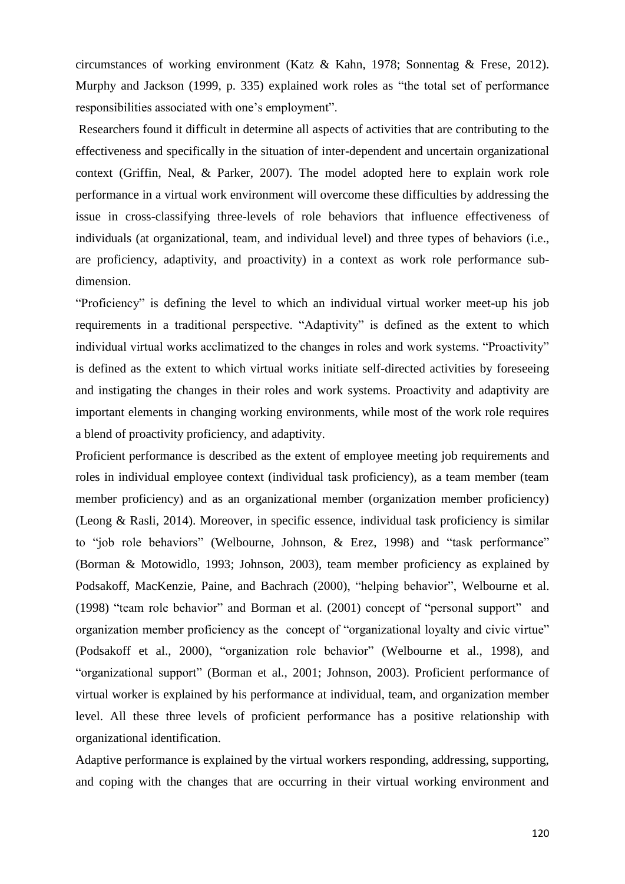circumstances of working environment (Katz & Kahn, 1978; Sonnentag & Frese, 2012). Murphy and Jackson (1999, p. 335) explained work roles as "the total set of performance responsibilities associated with one's employment".

Researchers found it difficult in determine all aspects of activities that are contributing to the effectiveness and specifically in the situation of inter-dependent and uncertain organizational context (Griffin, Neal, & Parker, 2007). The model adopted here to explain work role performance in a virtual work environment will overcome these difficulties by addressing the issue in cross-classifying three-levels of role behaviors that influence effectiveness of individuals (at organizational, team, and individual level) and three types of behaviors (i.e., are proficiency, adaptivity, and proactivity) in a context as work role performance sub-dimension.

"Proficiency" is defining the level to which an individual virtual worker meet-up his job requirements in a traditional perspective. "Adaptivity" is defined as the extent to which individual virtual works acclimatized to the changes in roles and work systems. "Proactivity" is defined as the extent to which virtual works initiate self-directed activities by foreseeing and instigating the changes in their roles and work systems. Proactivity and adaptivity are important elements in changing working environments, while most of the work role requires a blend of proactivity proficiency, and adaptivity.

Proficient performance is described as the extent of employee meeting job requirements and roles in individual employee context (individual task proficiency), as a team member (team member proficiency) and as an organizational member (organization member proficiency) (Leong & Rasli, 2014). Moreover, in specific essence, individual task proficiency is similar to "job role behaviors" (Welbourne, Johnson, & Erez, 1998) and "task performance" (Borman & Motowidlo, 1993; Johnson, 2003), team member proficiency as explained by Podsakoff, MacKenzie, Paine, and Bachrach (2000), "helping behavior", Welbourne et al. (1998) "team role behavior" and Borman et al. (2001) concept of "personal support" and organization member proficiency as the concept of "organizational loyalty and civic virtue" (Podsakoff et al., 2000), "organization role behavior" (Welbourne et al., 1998), and "organizational support" (Borman et al., 2001; Johnson, 2003). Proficient performance of virtual worker is explained by his performance at individual, team, and organization member level. All these three levels of proficient performance has a positive relationship with organizational identification.

Adaptive performance is explained by the virtual workers responding, addressing, supporting, and coping with the changes that are occurring in their virtual working environment and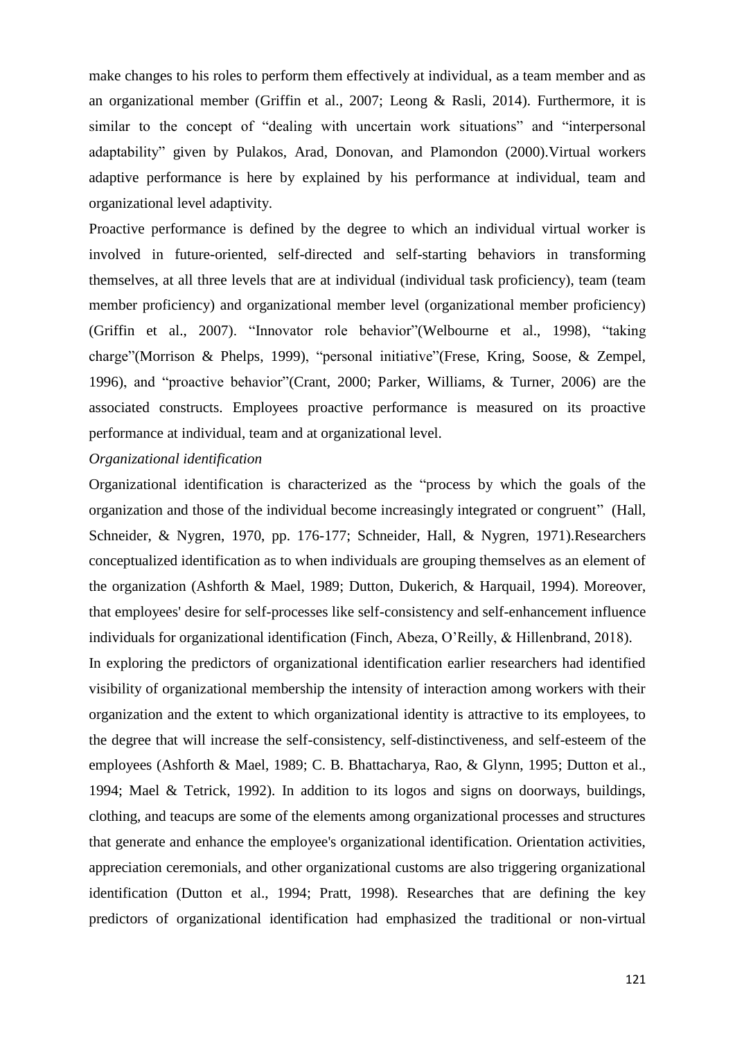make changes to his roles to perform them effectively at individual, as a team member and as an organizational member (Griffin et al., 2007; Leong & Rasli, 2014). Furthermore, it is similar to the concept of "dealing with uncertain work situations" and "interpersonal adaptability" given by Pulakos, Arad, Donovan, and Plamondon (2000).Virtual workers adaptive performance is here by explained by his performance at individual, team and organizational level adaptivity.

Proactive performance is defined by the degree to which an individual virtual worker is involved in future-oriented, self-directed and self-starting behaviors in transforming themselves, at all three levels that are at individual (individual task proficiency), team (team member proficiency) and organizational member level (organizational member proficiency) (Griffin et al., 2007). "Innovator role behavior"(Welbourne et al., 1998), "taking charge"(Morrison & Phelps, 1999), "personal initiative"(Frese, Kring, Soose, & Zempel, 1996), and "proactive behavior"(Crant, 2000; Parker, Williams, & Turner, 2006) are the associated constructs. Employees proactive performance is measured on its proactive performance at individual, team and at organizational level.

*Organizational identification*

Organizational identification is characterized as the "process by which the goals of the organization and those of the individual become increasingly integrated or congruent" (Hall, Schneider, & Nygren, 1970, pp. 176-177; Schneider, Hall, & Nygren, 1971).Researchers conceptualized identification as to when individuals are grouping themselves as an element of the organization (Ashforth & Mael, 1989; Dutton, Dukerich, & Harquail, 1994). Moreover, that employees' desire for self-processes like self-consistency and self-enhancement influence individuals for organizational identification (Finch, Abeza, O'Reilly, & Hillenbrand, 2018).

In exploring the predictors of organizational identification earlier researchers had identified visibility of organizational membership the intensity of interaction among workers with their organization and the extent to which organizational identity is attractive to its employees, to the degree that will increase the self-consistency, self-distinctiveness, and self-esteem of the employees (Ashforth & Mael, 1989; C. B. Bhattacharya, Rao, & Glynn, 1995; Dutton et al., 1994; Mael & Tetrick, 1992). In addition to its logos and signs on doorways, buildings, clothing, and teacups are some of the elements among organizational processes and structures that generate and enhance the employee's organizational identification. Orientation activities, appreciation ceremonials, and other organizational customs are also triggering organizational identification (Dutton et al., 1994; Pratt, 1998). Researches that are defining the key predictors of organizational identification had emphasized the traditional or non-virtual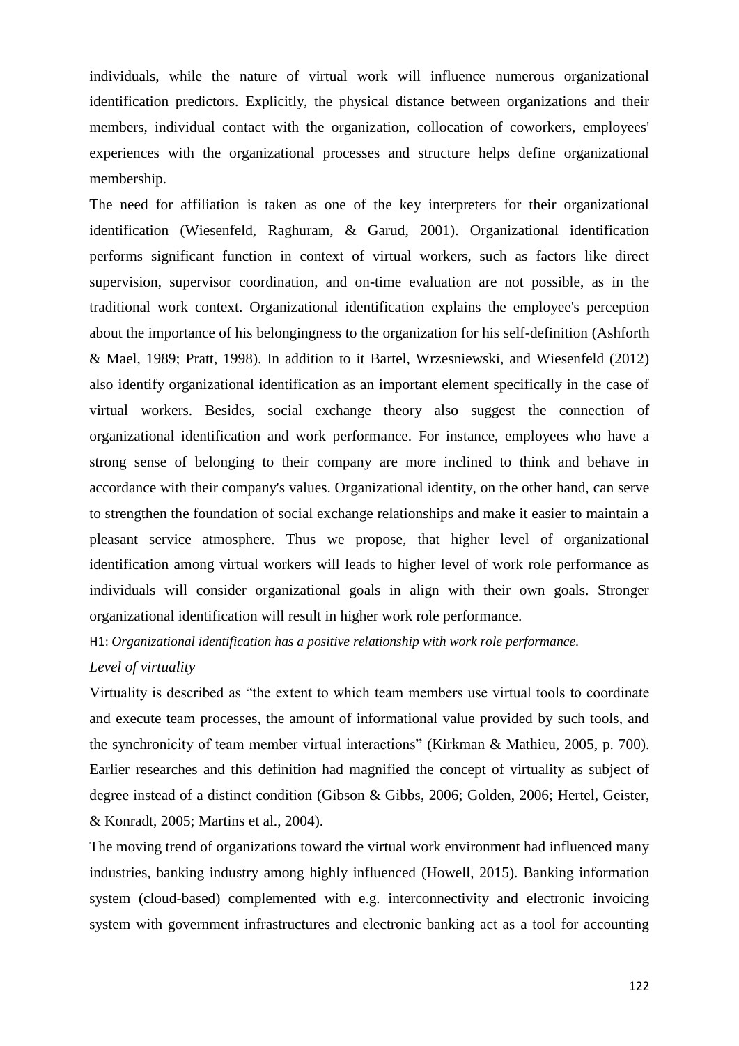individuals, while the nature of virtual work will influence numerous organizational identification predictors. Explicitly, the physical distance between organizations and their members, individual contact with the organization, collocation of coworkers, employees' experiences with the organizational processes and structure helps define organizational membership.

The need for affiliation is taken as one of the key interpreters for their organizational identification (Wiesenfeld, Raghuram, & Garud, 2001). Organizational identification performs significant function in context of virtual workers, such as factors like direct supervision, supervisor coordination, and on-time evaluation are not possible, as in the traditional work context. Organizational identification explains the employee's perception about the importance of his belongingness to the organization for his self-definition (Ashforth & Mael, 1989; Pratt, 1998). In addition to it Bartel, Wrzesniewski, and Wiesenfeld (2012) also identify organizational identification as an important element specifically in the case of virtual workers. Besides, social exchange theory also suggest the connection of organizational identification and work performance. For instance, employees who have a strong sense of belonging to their company are more inclined to think and behave in accordance with their company's values. Organizational identity, on the other hand, can serve to strengthen the foundation of social exchange relationships and make it easier to maintain a pleasant service atmosphere. Thus we propose, that higher level of organizational identification among virtual workers will leads to higher level of work role performance as individuals will consider organizational goals in align with their own goals. Stronger organizational identification will result in higher work role performance.

H1: *Organizational identification has a positive relationship with work role performance.*

*Level of virtuality*

Virtuality is described as "the extent to which team members use virtual tools to coordinate and execute team processes, the amount of informational value provided by such tools, and the synchronicity of team member virtual interactions" (Kirkman & Mathieu, 2005, p. 700). Earlier researches and this definition had magnified the concept of virtuality as subject of degree instead of a distinct condition (Gibson & Gibbs, 2006; Golden, 2006; Hertel, Geister, & Konradt, 2005; Martins et al., 2004).

The moving trend of organizations toward the virtual work environment had influenced many industries, banking industry among highly influenced (Howell, 2015). Banking information system (cloud-based) complemented with e.g. interconnectivity and electronic invoicing system with government infrastructures and electronic banking act as a tool for accounting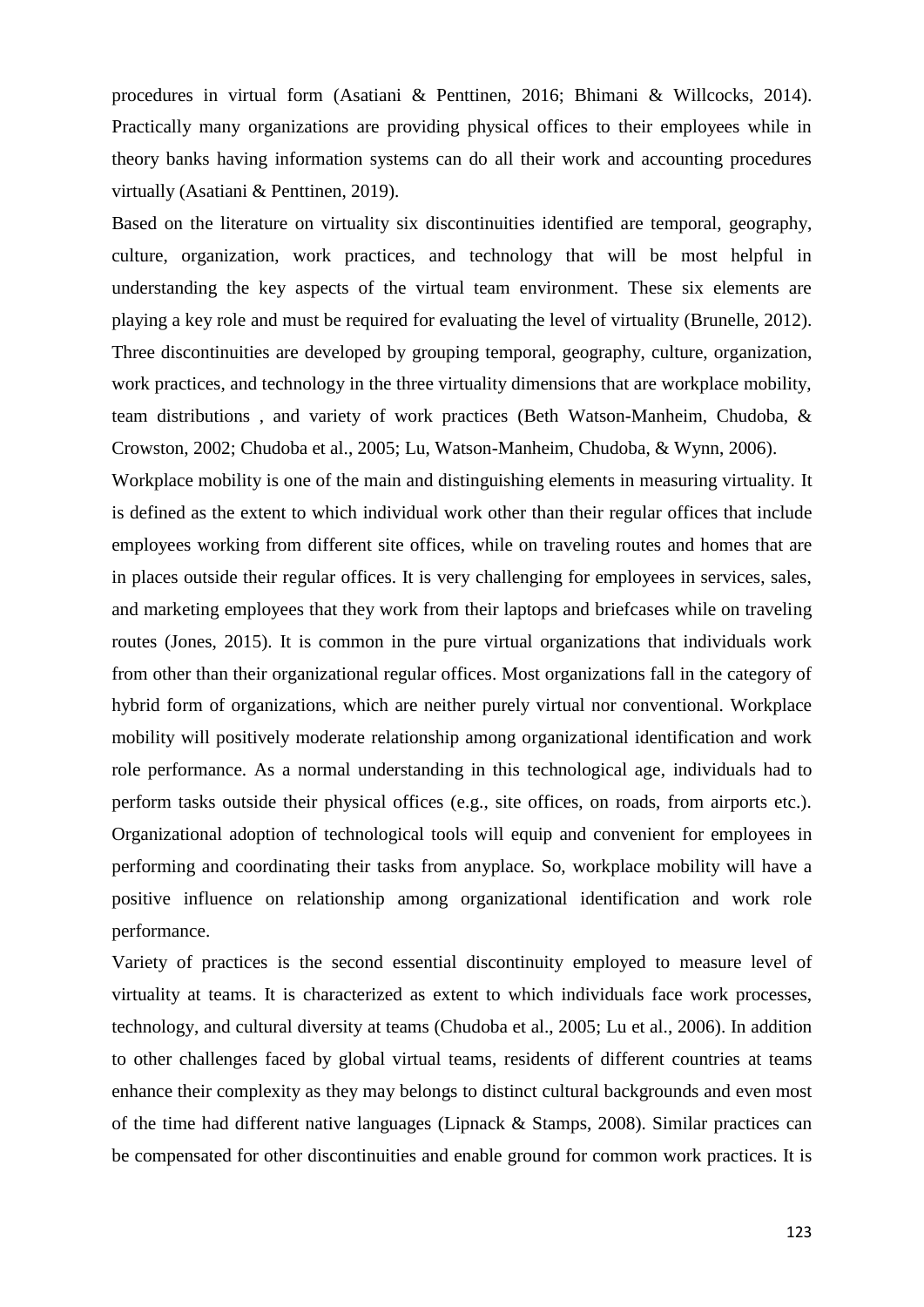procedures in virtual form (Asatiani & Penttinen, 2016; Bhimani & Willcocks, 2014). Practically many organizations are providing physical offices to their employees while in theory banks having information systems can do all their work and accounting procedures virtually (Asatiani & Penttinen, 2019).

Based on the literature on virtuality six discontinuities identified are temporal, geography, culture, organization, work practices, and technology that will be most helpful in understanding the key aspects of the virtual team environment. These six elements are playing a key role and must be required for evaluating the level of virtuality (Brunelle, 2012). Three discontinuities are developed by grouping temporal, geography, culture, organization, work practices, and technology in the three virtuality dimensions that are workplace mobility, team distributions , and variety of work practices (Beth Watson-Manheim, Chudoba, & Crowston, 2002; Chudoba et al., 2005; Lu, Watson-Manheim, Chudoba, & Wynn, 2006).

Workplace mobility is one of the main and distinguishing elements in measuring virtuality. It is defined as the extent to which individual work other than their regular offices that include employees working from different site offices, while on traveling routes and homes that are in places outside their regular offices. It is very challenging for employees in services, sales, and marketing employees that they work from their laptops and briefcases while on traveling routes (Jones, 2015). It is common in the pure virtual organizations that individuals work from other than their organizational regular offices. Most organizations fall in the category of hybrid form of organizations, which are neither purely virtual nor conventional. Workplace mobility will positively moderate relationship among organizational identification and work role performance. As a normal understanding in this technological age, individuals had to perform tasks outside their physical offices (e.g., site offices, on roads, from airports etc.). Organizational adoption of technological tools will equip and convenient for employees in performing and coordinating their tasks from anyplace. So, workplace mobility will have a positive influence on relationship among organizational identification and work role performance.

Variety of practices is the second essential discontinuity employed to measure level of virtuality at teams. It is characterized as extent to which individuals face work processes, technology, and cultural diversity at teams (Chudoba et al., 2005; Lu et al., 2006). In addition to other challenges faced by global virtual teams, residents of different countries at teams enhance their complexity as they may belongs to distinct cultural backgrounds and even most of the time had different native languages (Lipnack & Stamps, 2008). Similar practices can be compensated for other discontinuities and enable ground for common work practices. It is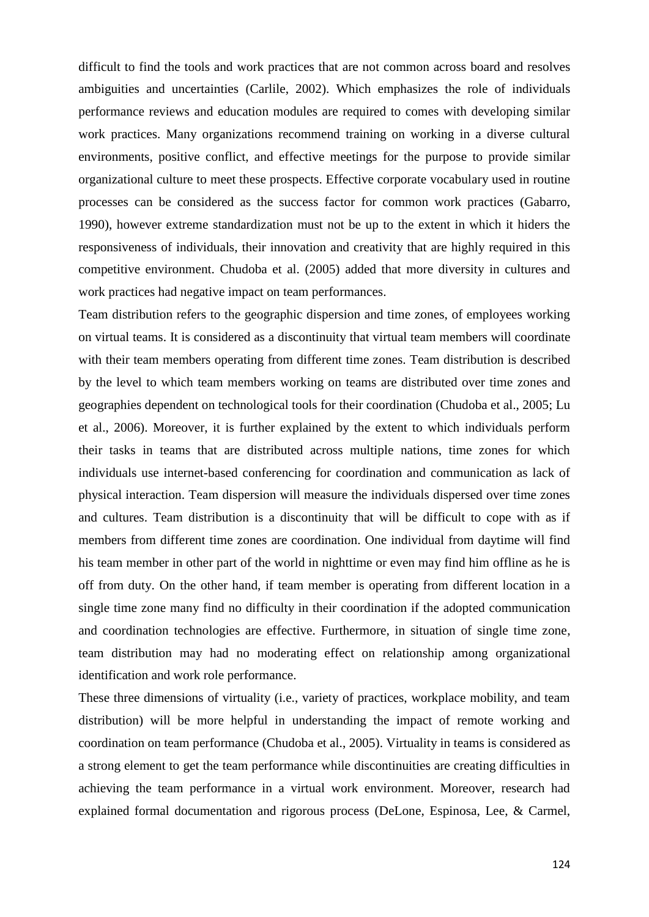difficult to find the tools and work practices that are not common across board and resolves ambiguities and uncertainties (Carlile, 2002). Which emphasizes the role of individuals performance reviews and education modules are required to comes with developing similar work practices. Many organizations recommend training on working in a diverse cultural environments, positive conflict, and effective meetings for the purpose to provide similar organizational culture to meet these prospects. Effective corporate vocabulary used in routine processes can be considered as the success factor for common work practices (Gabarro, 1990), however extreme standardization must not be up to the extent in which it hiders the responsiveness of individuals, their innovation and creativity that are highly required in this competitive environment. Chudoba et al. (2005) added that more diversity in cultures and work practices had negative impact on team performances.

Team distribution refers to the geographic dispersion and time zones, of employees working on virtual teams. It is considered as a discontinuity that virtual team members will coordinate with their team members operating from different time zones. Team distribution is described by the level to which team members working on teams are distributed over time zones and geographies dependent on technological tools for their coordination (Chudoba et al., 2005; Lu et al., 2006). Moreover, it is further explained by the extent to which individuals perform their tasks in teams that are distributed across multiple nations, time zones for which individuals use internet-based conferencing for coordination and communication as lack of physical interaction. Team dispersion will measure the individuals dispersed over time zones and cultures. Team distribution is a discontinuity that will be difficult to cope with as if members from different time zones are coordination. One individual from daytime will find his team member in other part of the world in nighttime or even may find him offline as he is off from duty. On the other hand, if team member is operating from different location in a single time zone many find no difficulty in their coordination if the adopted communication and coordination technologies are effective. Furthermore, in situation of single time zone, team distribution may had no moderating effect on relationship among organizational identification and work role performance.

These three dimensions of virtuality (i.e., variety of practices, workplace mobility, and team distribution) will be more helpful in understanding the impact of remote working and coordination on team performance (Chudoba et al., 2005). Virtuality in teams is considered as a strong element to get the team performance while discontinuities are creating difficulties in achieving the team performance in a virtual work environment. Moreover, research had explained formal documentation and rigorous process (DeLone, Espinosa, Lee, & Carmel,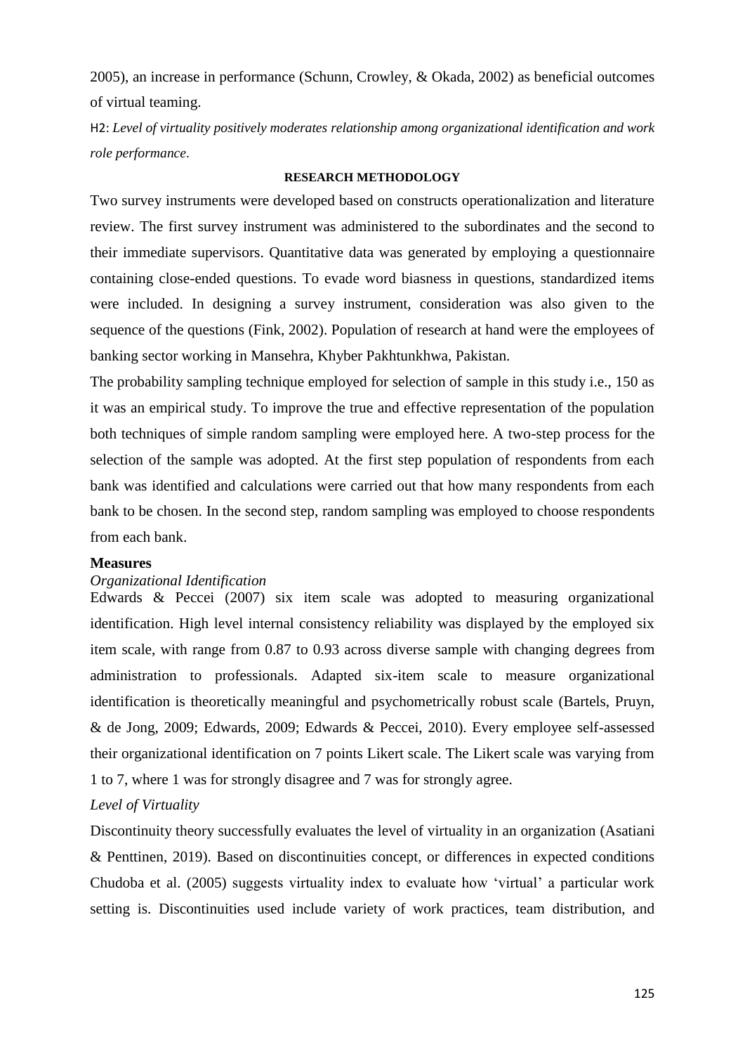2005), an increase in performance (Schunn, Crowley, & Okada, 2002) as beneficial outcomes of virtual teaming.

H2: *Level of virtuality positively moderates relationship among organizational identification and work role performance*.

## RESEARCH METHODOLOGY

Two survey instruments were developed based on constructs operationalization and literature review. The first survey instrument was administered to the subordinates and the second to their immediate supervisors. Quantitative data was generated by employing a questionnaire containing close-ended questions. To evade word biasness in questions, standardized items were included. In designing a survey instrument, consideration was also given to the sequence of the questions (Fink, 2002). Population of research at hand were the employees of banking sector working in Mansehra, Khyber Pakhtunkhwa, Pakistan.

The probability sampling technique employed for selection of sample in this study i.e., 150 as it was an empirical study. To improve the true and effective representation of the population both techniques of simple random sampling were employed here. A two-step process for the selection of the sample was adopted. At the first step population of respondents from each bank was identified and calculations were carried out that how many respondents from each bank to be chosen. In the second step, random sampling was employed to choose respondents from each bank.

### Measures

#### *Organizational Identification*

Edwards & Peccei (2007) six item scale was adopted to measuring organizational identification. High level internal consistency reliability was displayed by the employed six item scale, with range from 0.87 to 0.93 across diverse sample with changing degrees from administration to professionals. Adapted six-item scale to measure organizational identification is theoretically meaningful and psychometrically robust scale (Bartels, Pruyn, & de Jong, 2009; Edwards, 2009; Edwards & Peccei, 2010). Every employee self-assessed their organizational identification on 7 points Likert scale. The Likert scale was varying from 1 to 7, where 1 was for strongly disagree and 7 was for strongly agree.

#### *Level of Virtuality*

Discontinuity theory successfully evaluates the level of virtuality in an organization (Asatiani & Penttinen, 2019). Based on discontinuities concept, or differences in expected conditions Chudoba et al. (2005) suggests virtuality index to evaluate how 'virtual' a particular work setting is. Discontinuities used include variety of work practices, team distribution, and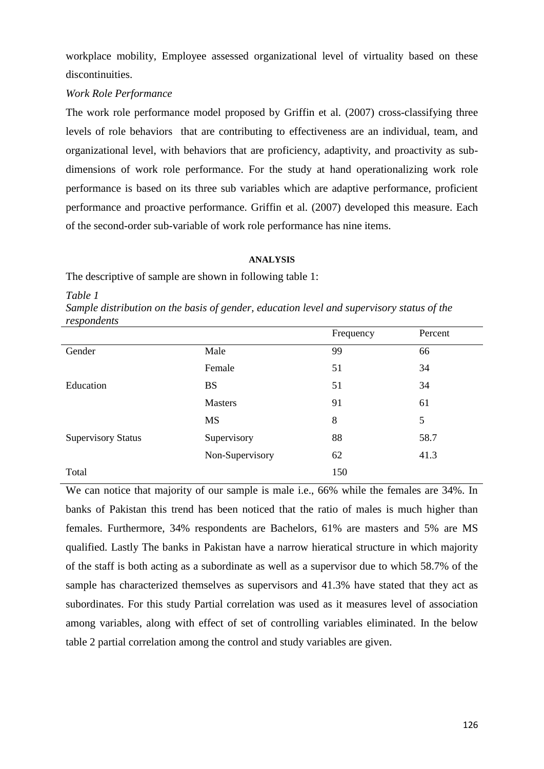workplace mobility, Employee assessed organizational level of virtuality based on these discontinuities.

*Work Role Performance*

The work role performance model proposed by Griffin et al. (2007) cross-classifying three levels of role behaviors that are contributing to effectiveness are an individual, team, and organizational level, with behaviors that are proficiency, adaptivity, and proactivity as sub-dimensions of work role performance. For the study at hand operationalizing work role performance is based on its three sub variables which are adaptive performance, proficient performance and proactive performance. Griffin et al. (2007) developed this measure. Each of the second-order sub-variable of work role performance has nine items.

## ANALYSIS

The descriptive of sample are shown in following table 1:

*Table 1*

*Sample distribution on the basis of gender, education level and supervisory status of the respondents*

| | | Frequency | Percent |
|---|---|---|---|
| Gender | Male | 99 | 66 |
| | Female | 51 | 34 |
| Education | BS | 51 | 34 |
| | Masters | 91 | 61 |
| | MS | 8 | 5 |
| Supervisory Status | Supervisory | 88 | 58.7 |
| | Non-Supervisory | 62 | 41.3 |
| Total | | 150 | |

We can notice that majority of our sample is male i.e., 66% while the females are 34%. In banks of Pakistan this trend has been noticed that the ratio of males is much higher than females. Furthermore, 34% respondents are Bachelors, 61% are masters and 5% are MS qualified. Lastly The banks in Pakistan have a narrow hieratical structure in which majority of the staff is both acting as a subordinate as well as a supervisor due to which 58.7% of the sample has characterized themselves as supervisors and 41.3% have stated that they act as subordinates. For this study Partial correlation was used as it measures level of association among variables, along with effect of set of controlling variables eliminated. In the below table 2 partial correlation among the control and study variables are given.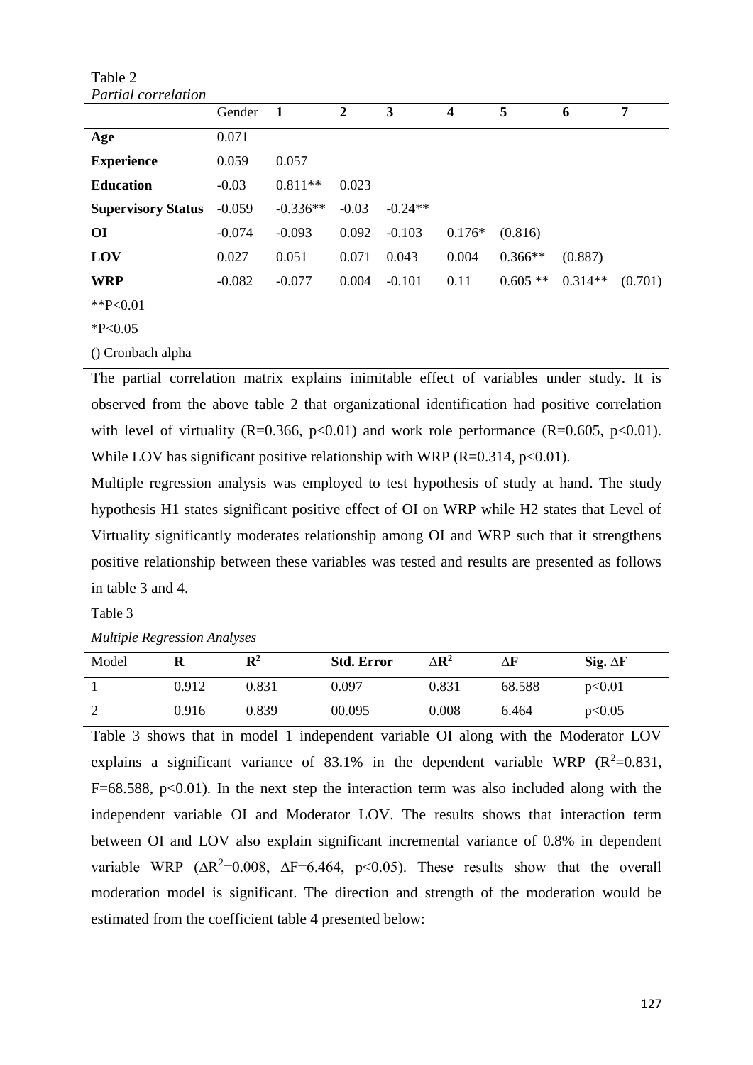Table 2

*Partial correlation*

| | Gender | 1 | 2 | 3 | 4 | 5 | 6 | 7 |
|---|---|---|---|---|---|---|---|---|
| **Age** | 0.071 | | | | | | | |
| **Experience** | 0.059 | 0.057 | | | | | | |
| **Education** | -0.03 | 0.811** | 0.023 | | | | | |
| **Supervisory Status** | -0.059 | -0.336** | -0.03 | -0.24** | | | | |
| **OI** | -0.074 | -0.093 | 0.092 | -0.103 | 0.176* | (0.816) | | |
| **LOV** | 0.027 | 0.051 | 0.071 | 0.043 | 0.004 | 0.366** | (0.887) | |
| **WRP** | -0.082 | -0.077 | 0.004 | -0.101 | 0.11 | 0.605 ** | 0.314** | (0.701) |

**P<0.01

*P<0.05

() Cronbach alpha

The partial correlation matrix explains inimitable effect of variables under study. It is observed from the above table 2 that organizational identification had positive correlation with level of virtuality (R=0.366, $p<0.01$) and work role performance (R=0.605, $p<0.01$). While LOV has significant positive relationship with WRP (R=0.314, $p<0.01$).

Multiple regression analysis was employed to test hypothesis of study at hand. The study hypothesis H1 states significant positive effect of OI on WRP while H2 states that Level of Virtuality significantly moderates relationship among OI and WRP such that it strengthens positive relationship between these variables was tested and results are presented as follows in table 3 and 4.

Table 3

*Multiple Regression Analyses*

| Model | R | $R^2$ | Std. Error | $\Delta R^2$ | $\Delta F$ | Sig. $\Delta F$ |
|---|---|---|---|---|---|---|
| 1 | 0.912 | 0.831 | 0.097 | 0.831 | 68.588 | $p<0.01$ |
| 2 | 0.916 | 0.839 | 00.095 | 0.008 | 6.464 | $p<0.05$ |

Table 3 shows that in model 1 independent variable OI along with the Moderator LOV explains a significant variance of 83.1% in the dependent variable WRP ($R^2$=0.831, F=68.588, $p<0.01$). In the next step the interaction term was also included along with the independent variable OI and Moderator LOV. The results shows that interaction term between OI and LOV also explain significant incremental variance of 0.8% in dependent variable WRP ($\Delta R^2$=0.008, $\Delta F$=6.464, $p<0.05$). These results show that the overall moderation model is significant. The direction and strength of the moderation would be estimated from the coefficient table 4 presented below: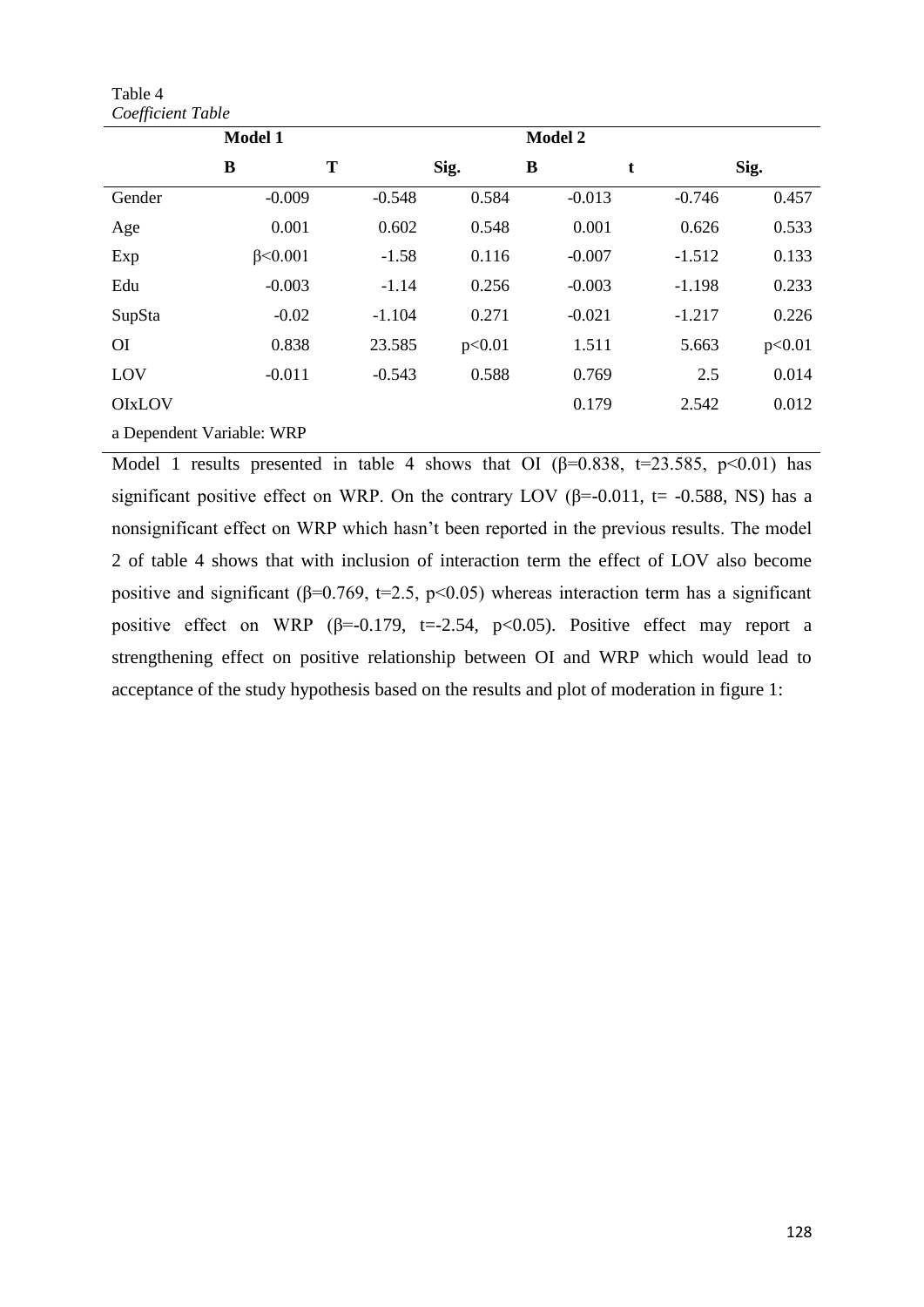Table 4

*Coefficient Table*

| | Model 1 | | | Model 2 | | |
|---|---|---|---|---|---|---|
| | **B** | **T** | **Sig.** | **B** | **t** | **Sig.** |
| Gender | -0.009 | -0.548 | 0.584 | -0.013 | -0.746 | 0.457 |
| Age | 0.001 | 0.602 | 0.548 | 0.001 | 0.626 | 0.533 |
| Exp | β<0.001 | -1.58 | 0.116 | -0.007 | -1.512 | 0.133 |
| Edu | -0.003 | -1.14 | 0.256 | -0.003 | -1.198 | 0.233 |
| SupSta | -0.02 | -1.104 | 0.271 | -0.021 | -1.217 | 0.226 |
| OI | 0.838 | 23.585 | p<0.01 | 1.511 | 5.663 | p<0.01 |
| LOV | -0.011 | -0.543 | 0.588 | 0.769 | 2.5 | 0.014 |
| OIxLOV | | | | 0.179 | 2.542 | 0.012 |

a Dependent Variable: WRP

Model 1 results presented in table 4 shows that OI ($\beta=0.838$, $t=23.585$, $p<0.01$) has significant positive effect on WRP. On the contrary LOV ($\beta=-0.011$, $t=-0.588$, NS) has a nonsignificant effect on WRP which hasn't been reported in the previous results. The model 2 of table 4 shows that with inclusion of interaction term the effect of LOV also become positive and significant ($\beta=0.769$, $t=2.5$, $p<0.05$) whereas interaction term has a significant positive effect on WRP ($\beta=-0.179$, $t=-2.54$, $p<0.05$). Positive effect may report a strengthening effect on positive relationship between OI and WRP which would lead to acceptance of the study hypothesis based on the results and plot of moderation in figure 1: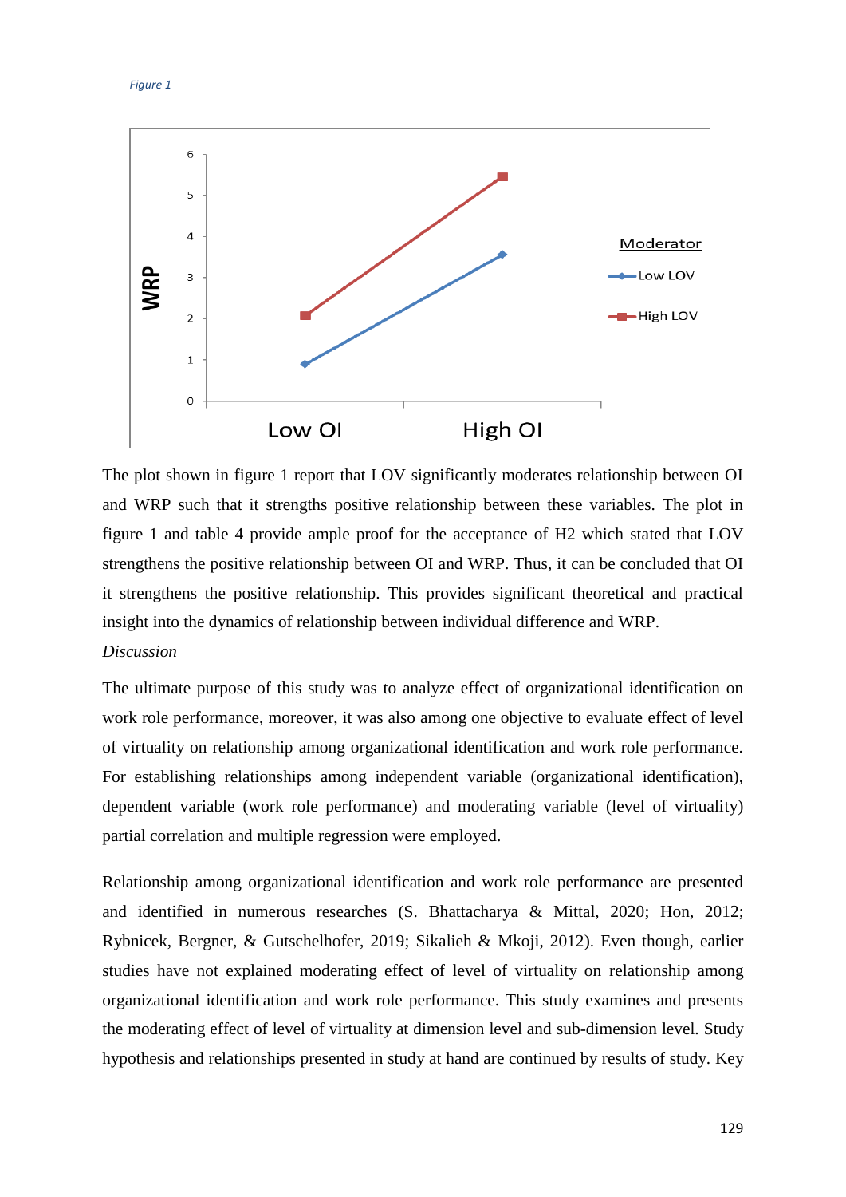*Figure 1*

The plot shown in figure 1 report that LOV significantly moderates relationship between OI and WRP such that it strengths positive relationship between these variables. The plot in figure 1 and table 4 provide ample proof for the acceptance of H2 which stated that LOV strengthens the positive relationship between OI and WRP. Thus, it can be concluded that OI it strengthens the positive relationship. This provides significant theoretical and practical insight into the dynamics of relationship between individual difference and WRP.

*Discussion*

The ultimate purpose of this study was to analyze effect of organizational identification on work role performance, moreover, it was also among one objective to evaluate effect of level of virtuality on relationship among organizational identification and work role performance. For establishing relationships among independent variable (organizational identification), dependent variable (work role performance) and moderating variable (level of virtuality) partial correlation and multiple regression were employed.

Relationship among organizational identification and work role performance are presented and identified in numerous researches (S. Bhattacharya & Mittal, 2020; Hon, 2012; Rybnicek, Bergner, & Gutschelhofer, 2019; Sikalieh & Mkoji, 2012). Even though, earlier studies have not explained moderating effect of level of virtuality on relationship among organizational identification and work role performance. This study examines and presents the moderating effect of level of virtuality at dimension level and sub-dimension level. Study hypothesis and relationships presented in study at hand are continued by results of study. Key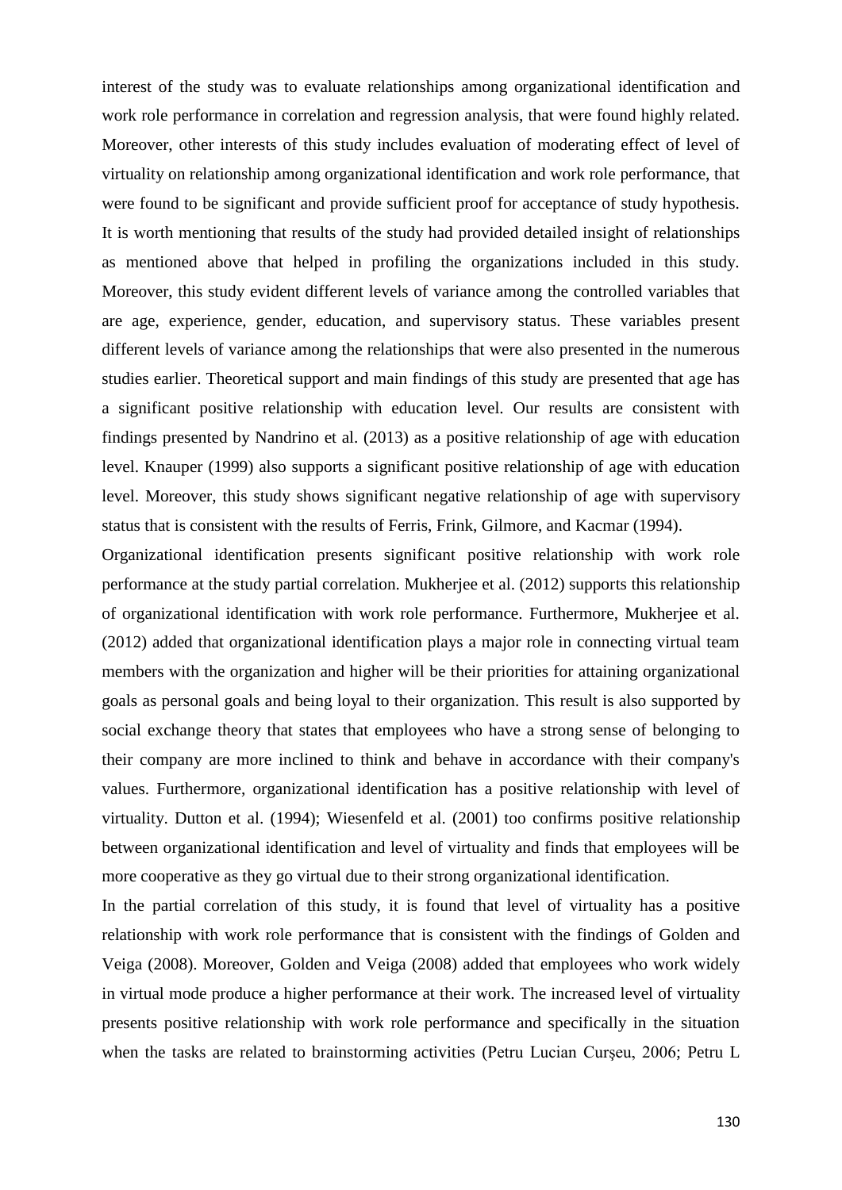interest of the study was to evaluate relationships among organizational identification and work role performance in correlation and regression analysis, that were found highly related. Moreover, other interests of this study includes evaluation of moderating effect of level of virtuality on relationship among organizational identification and work role performance, that were found to be significant and provide sufficient proof for acceptance of study hypothesis. It is worth mentioning that results of the study had provided detailed insight of relationships as mentioned above that helped in profiling the organizations included in this study. Moreover, this study evident different levels of variance among the controlled variables that are age, experience, gender, education, and supervisory status. These variables present different levels of variance among the relationships that were also presented in the numerous studies earlier. Theoretical support and main findings of this study are presented that age has a significant positive relationship with education level. Our results are consistent with findings presented by Nandrino et al. (2013) as a positive relationship of age with education level. Knauper (1999) also supports a significant positive relationship of age with education level. Moreover, this study shows significant negative relationship of age with supervisory status that is consistent with the results of Ferris, Frink, Gilmore, and Kacmar (1994).

Organizational identification presents significant positive relationship with work role performance at the study partial correlation. Mukherjee et al. (2012) supports this relationship of organizational identification with work role performance. Furthermore, Mukherjee et al. (2012) added that organizational identification plays a major role in connecting virtual team members with the organization and higher will be their priorities for attaining organizational goals as personal goals and being loyal to their organization. This result is also supported by social exchange theory that states that employees who have a strong sense of belonging to their company are more inclined to think and behave in accordance with their company's values. Furthermore, organizational identification has a positive relationship with level of virtuality. Dutton et al. (1994); Wiesenfeld et al. (2001) too confirms positive relationship between organizational identification and level of virtuality and finds that employees will be more cooperative as they go virtual due to their strong organizational identification.

In the partial correlation of this study, it is found that level of virtuality has a positive relationship with work role performance that is consistent with the findings of Golden and Veiga (2008). Moreover, Golden and Veiga (2008) added that employees who work widely in virtual mode produce a higher performance at their work. The increased level of virtuality presents positive relationship with work role performance and specifically in the situation when the tasks are related to brainstorming activities (Petru Lucian Curşeu, 2006; Petru L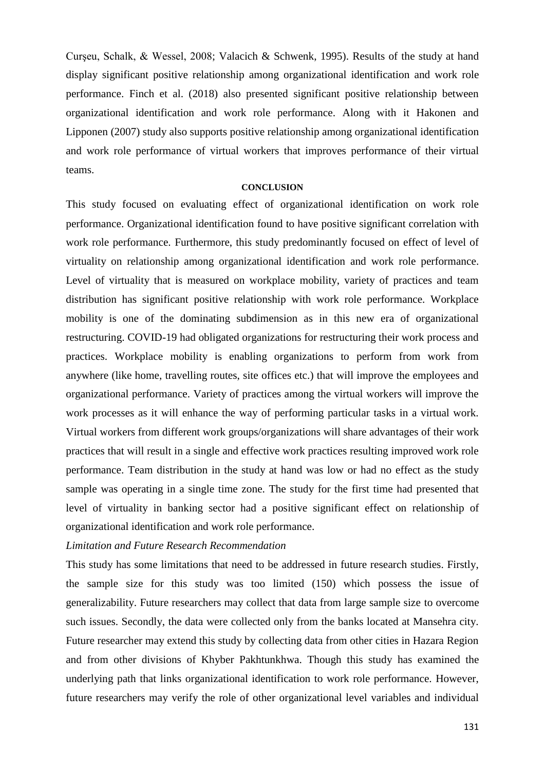Curşeu, Schalk, & Wessel, 2008; Valacich & Schwenk, 1995). Results of the study at hand display significant positive relationship among organizational identification and work role performance. Finch et al. (2018) also presented significant positive relationship between organizational identification and work role performance. Along with it Hakonen and Lipponen (2007) study also supports positive relationship among organizational identification and work role performance of virtual workers that improves performance of their virtual teams.

## CONCLUSION

This study focused on evaluating effect of organizational identification on work role performance. Organizational identification found to have positive significant correlation with work role performance. Furthermore, this study predominantly focused on effect of level of virtuality on relationship among organizational identification and work role performance. Level of virtuality that is measured on workplace mobility, variety of practices and team distribution has significant positive relationship with work role performance. Workplace mobility is one of the dominating subdimension as in this new era of organizational restructuring. COVID-19 had obligated organizations for restructuring their work process and practices. Workplace mobility is enabling organizations to perform from work from anywhere (like home, travelling routes, site offices etc.) that will improve the employees and organizational performance. Variety of practices among the virtual workers will improve the work processes as it will enhance the way of performing particular tasks in a virtual work. Virtual workers from different work groups/organizations will share advantages of their work practices that will result in a single and effective work practices resulting improved work role performance. Team distribution in the study at hand was low or had no effect as the study sample was operating in a single time zone. The study for the first time had presented that level of virtuality in banking sector had a positive significant effect on relationship of organizational identification and work role performance.

### *Limitation and Future Research Recommendation*

This study has some limitations that need to be addressed in future research studies. Firstly, the sample size for this study was too limited (150) which possess the issue of generalizability. Future researchers may collect that data from large sample size to overcome such issues. Secondly, the data were collected only from the banks located at Mansehra city. Future researcher may extend this study by collecting data from other cities in Hazara Region and from other divisions of Khyber Pakhtunkhwa. Though this study has examined the underlying path that links organizational identification to work role performance. However, future researchers may verify the role of other organizational level variables and individual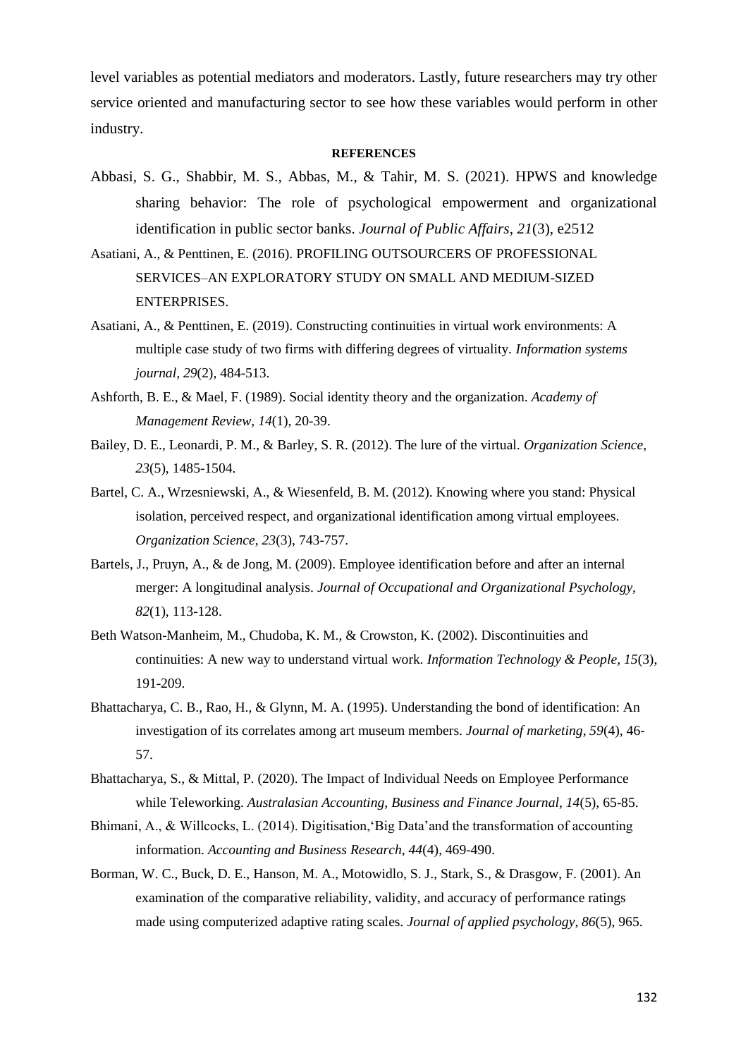level variables as potential mediators and moderators. Lastly, future researchers may try other service oriented and manufacturing sector to see how these variables would perform in other industry.

## REFERENCES

Abbasi, S. G., Shabbir, M. S., Abbas, M., & Tahir, M. S. (2021). HPWS and knowledge sharing behavior: The role of psychological empowerment and organizational identification in public sector banks. *Journal of Public Affairs*, *21*(3), e2512

Asatiani, A., & Penttinen, E. (2016). PROFILING OUTSOURCERS OF PROFESSIONAL SERVICES–AN EXPLORATORY STUDY ON SMALL AND MEDIUM-SIZED ENTERPRISES.

Asatiani, A., & Penttinen, E. (2019). Constructing continuities in virtual work environments: A multiple case study of two firms with differing degrees of virtuality. *Information systems journal, 29*(2), 484-513.

Ashforth, B. E., & Mael, F. (1989). Social identity theory and the organization. *Academy of Management Review, 14*(1), 20-39.

Bailey, D. E., Leonardi, P. M., & Barley, S. R. (2012). The lure of the virtual. *Organization Science, 23*(5), 1485-1504.

Bartel, C. A., Wrzesniewski, A., & Wiesenfeld, B. M. (2012). Knowing where you stand: Physical isolation, perceived respect, and organizational identification among virtual employees. *Organization Science, 23*(3), 743-757.

Bartels, J., Pruyn, A., & de Jong, M. (2009). Employee identification before and after an internal merger: A longitudinal analysis. *Journal of Occupational and Organizational Psychology, 82*(1), 113-128.

Beth Watson‐Manheim, M., Chudoba, K. M., & Crowston, K. (2002). Discontinuities and continuities: A new way to understand virtual work. *Information Technology & People, 15*(3), 191-209.

Bhattacharya, C. B., Rao, H., & Glynn, M. A. (1995). Understanding the bond of identification: An investigation of its correlates among art museum members. *Journal of marketing, 59*(4), 46-57.

Bhattacharya, S., & Mittal, P. (2020). The Impact of Individual Needs on Employee Performance while Teleworking. *Australasian Accounting, Business and Finance Journal, 14*(5), 65-85.

Bhimani, A., & Willcocks, L. (2014). Digitisation,'Big Data'and the transformation of accounting information. *Accounting and Business Research, 44*(4), 469-490.

Borman, W. C., Buck, D. E., Hanson, M. A., Motowidlo, S. J., Stark, S., & Drasgow, F. (2001). An examination of the comparative reliability, validity, and accuracy of performance ratings made using computerized adaptive rating scales. *Journal of applied psychology, 86*(5), 965.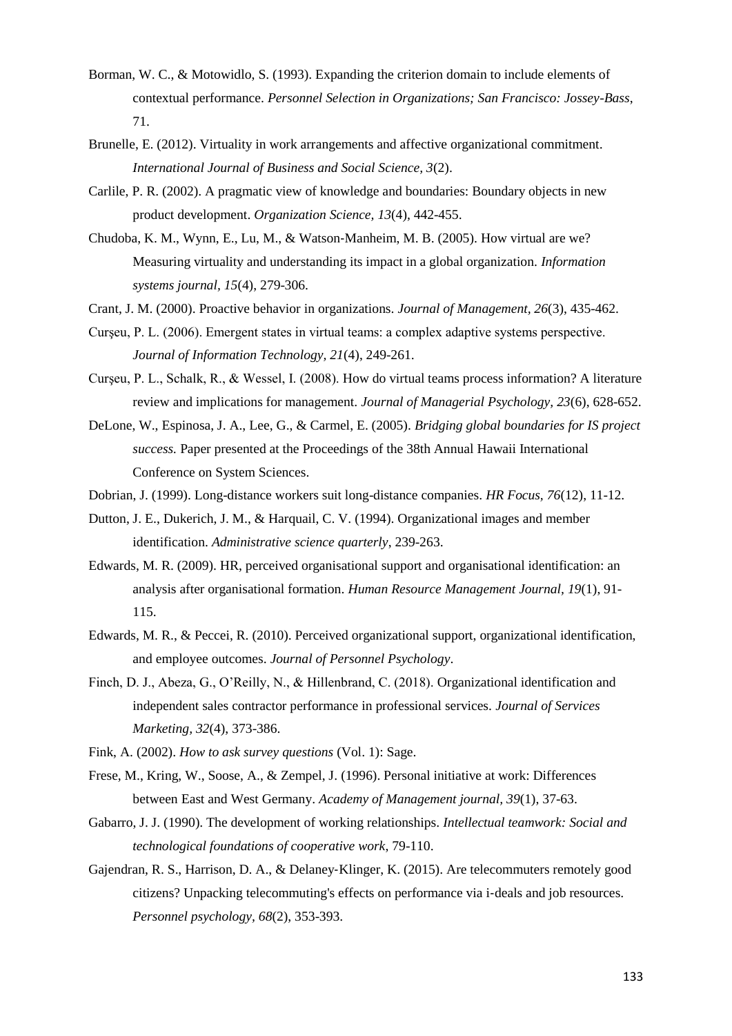Borman, W. C., & Motowidlo, S. (1993). Expanding the criterion domain to include elements of contextual performance. *Personnel Selection in Organizations; San Francisco: Jossey-Bass*, 71.

Brunelle, E. (2012). Virtuality in work arrangements and affective organizational commitment. *International Journal of Business and Social Science, 3*(2).

Carlile, P. R. (2002). A pragmatic view of knowledge and boundaries: Boundary objects in new product development. *Organization Science, 13*(4), 442-455.

Chudoba, K. M., Wynn, E., Lu, M., & Watson‐Manheim, M. B. (2005). How virtual are we? Measuring virtuality and understanding its impact in a global organization. *Information systems journal, 15*(4), 279-306.

Crant, J. M. (2000). Proactive behavior in organizations. *Journal of Management, 26*(3), 435-462.

Curşeu, P. L. (2006). Emergent states in virtual teams: a complex adaptive systems perspective. *Journal of Information Technology, 21*(4), 249-261.

Curşeu, P. L., Schalk, R., & Wessel, I. (2008). How do virtual teams process information? A literature review and implications for management. *Journal of Managerial Psychology, 23*(6), 628-652.

DeLone, W., Espinosa, J. A., Lee, G., & Carmel, E. (2005). *Bridging global boundaries for IS project success.* Paper presented at the Proceedings of the 38th Annual Hawaii International Conference on System Sciences.

Dobrian, J. (1999). Long-distance workers suit long-distance companies. *HR Focus, 76*(12), 11-12.

Dutton, J. E., Dukerich, J. M., & Harquail, C. V. (1994). Organizational images and member identification. *Administrative science quarterly*, 239-263.

Edwards, M. R. (2009). HR, perceived organisational support and organisational identification: an analysis after organisational formation. *Human Resource Management Journal, 19*(1), 91-115.

Edwards, M. R., & Peccei, R. (2010). Perceived organizational support, organizational identification, and employee outcomes. *Journal of Personnel Psychology*.

Finch, D. J., Abeza, G., O'Reilly, N., & Hillenbrand, C. (2018). Organizational identification and independent sales contractor performance in professional services. *Journal of Services Marketing, 32*(4), 373-386.

Fink, A. (2002). *How to ask survey questions* (Vol. 1): Sage.

Frese, M., Kring, W., Soose, A., & Zempel, J. (1996). Personal initiative at work: Differences between East and West Germany. *Academy of Management journal, 39*(1), 37-63.

Gabarro, J. J. (1990). The development of working relationships. *Intellectual teamwork: Social and technological foundations of cooperative work*, 79-110.

Gajendran, R. S., Harrison, D. A., & Delaney‐Klinger, K. (2015). Are telecommuters remotely good citizens? Unpacking telecommuting's effects on performance via i‐deals and job resources. *Personnel psychology, 68*(2), 353-393.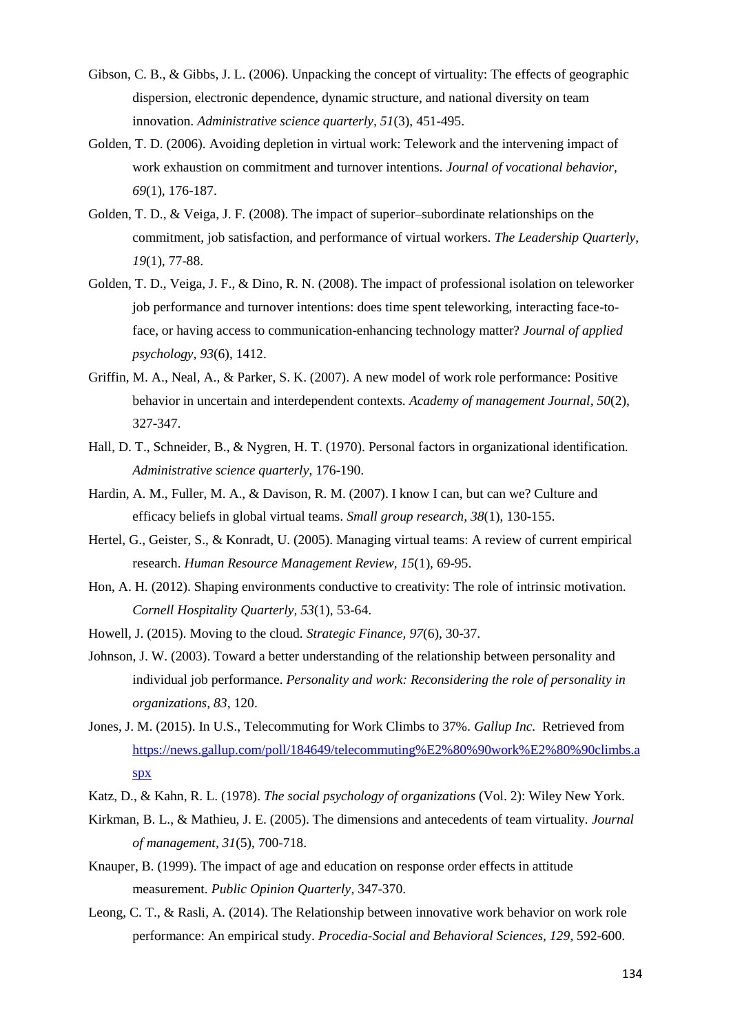Gibson, C. B., & Gibbs, J. L. (2006). Unpacking the concept of virtuality: The effects of geographic dispersion, electronic dependence, dynamic structure, and national diversity on team innovation. *Administrative science quarterly, 51*(3), 451-495.

Golden, T. D. (2006). Avoiding depletion in virtual work: Telework and the intervening impact of work exhaustion on commitment and turnover intentions. *Journal of vocational behavior, 69*(1), 176-187.

Golden, T. D., & Veiga, J. F. (2008). The impact of superior–subordinate relationships on the commitment, job satisfaction, and performance of virtual workers. *The Leadership Quarterly, 19*(1), 77-88.

Golden, T. D., Veiga, J. F., & Dino, R. N. (2008). The impact of professional isolation on teleworker job performance and turnover intentions: does time spent teleworking, interacting face-to-face, or having access to communication-enhancing technology matter? *Journal of applied psychology, 93*(6), 1412.

Griffin, M. A., Neal, A., & Parker, S. K. (2007). A new model of work role performance: Positive behavior in uncertain and interdependent contexts. *Academy of management Journal, 50*(2), 327-347.

Hall, D. T., Schneider, B., & Nygren, H. T. (1970). Personal factors in organizational identification. *Administrative science quarterly*, 176-190.

Hardin, A. M., Fuller, M. A., & Davison, R. M. (2007). I know I can, but can we? Culture and efficacy beliefs in global virtual teams. *Small group research, 38*(1), 130-155.

Hertel, G., Geister, S., & Konradt, U. (2005). Managing virtual teams: A review of current empirical research. *Human Resource Management Review, 15*(1), 69-95.

Hon, A. H. (2012). Shaping environments conductive to creativity: The role of intrinsic motivation. *Cornell Hospitality Quarterly, 53*(1), 53-64.

Howell, J. (2015). Moving to the cloud. *Strategic Finance, 97*(6), 30-37.

Johnson, J. W. (2003). Toward a better understanding of the relationship between personality and individual job performance. *Personality and work: Reconsidering the role of personality in organizations, 83*, 120.

Jones, J. M. (2015). In U.S., Telecommuting for Work Climbs to 37%. *Gallup Inc.* Retrieved from https://news.gallup.com/poll/184649/telecommuting%E2%80%90work%E2%80%90climbs.aspx

Katz, D., & Kahn, R. L. (1978). *The social psychology of organizations* (Vol. 2): Wiley New York.

Kirkman, B. L., & Mathieu, J. E. (2005). The dimensions and antecedents of team virtuality. *Journal of management, 31*(5), 700-718.

Knauper, B. (1999). The impact of age and education on response order effects in attitude measurement. *Public Opinion Quarterly*, 347-370.

Leong, C. T., & Rasli, A. (2014). The Relationship between innovative work behavior on work role performance: An empirical study. *Procedia-Social and Behavioral Sciences, 129*, 592-600.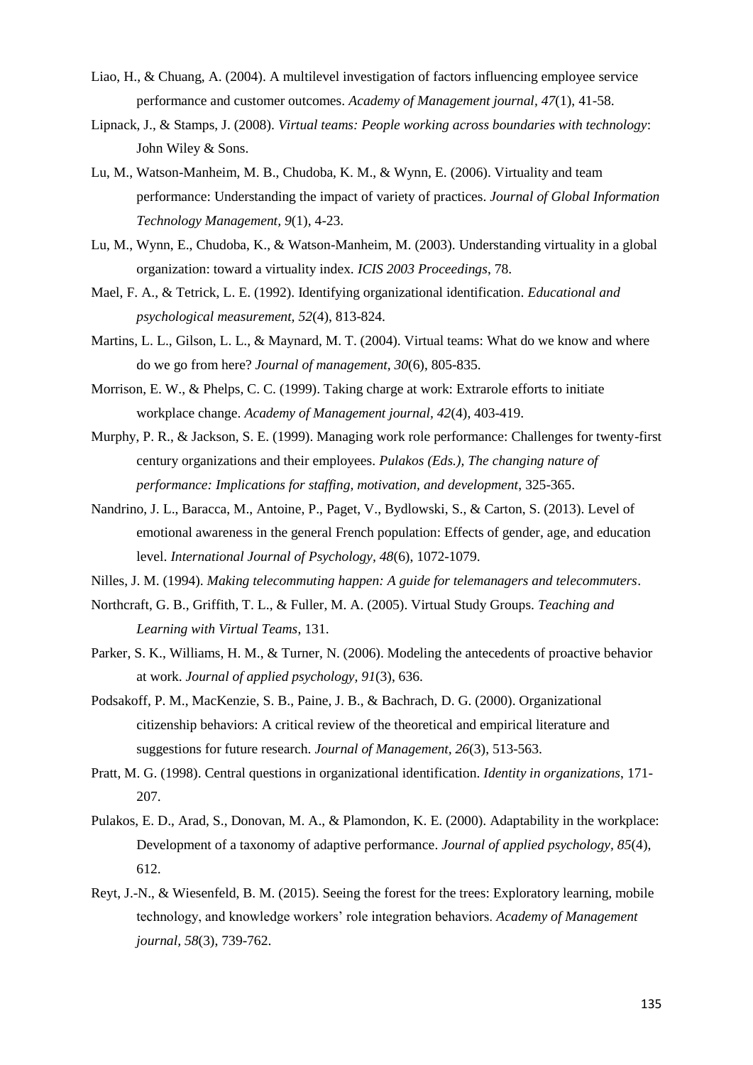Liao, H., & Chuang, A. (2004). A multilevel investigation of factors influencing employee service performance and customer outcomes. *Academy of Management journal, 47*(1), 41-58.

Lipnack, J., & Stamps, J. (2008). *Virtual teams: People working across boundaries with technology*: John Wiley & Sons.

Lu, M., Watson-Manheim, M. B., Chudoba, K. M., & Wynn, E. (2006). Virtuality and team performance: Understanding the impact of variety of practices. *Journal of Global Information Technology Management, 9*(1), 4-23.

Lu, M., Wynn, E., Chudoba, K., & Watson-Manheim, M. (2003). Understanding virtuality in a global organization: toward a virtuality index. *ICIS 2003 Proceedings*, 78.

Mael, F. A., & Tetrick, L. E. (1992). Identifying organizational identification. *Educational and psychological measurement, 52*(4), 813-824.

Martins, L. L., Gilson, L. L., & Maynard, M. T. (2004). Virtual teams: What do we know and where do we go from here? *Journal of management, 30*(6), 805-835.

Morrison, E. W., & Phelps, C. C. (1999). Taking charge at work: Extrarole efforts to initiate workplace change. *Academy of Management journal, 42*(4), 403-419.

Murphy, P. R., & Jackson, S. E. (1999). Managing work role performance: Challenges for twenty-first century organizations and their employees. *Pulakos (Eds.), The changing nature of performance: Implications for staffing, motivation, and development*, 325-365.

Nandrino, J. L., Baracca, M., Antoine, P., Paget, V., Bydlowski, S., & Carton, S. (2013). Level of emotional awareness in the general French population: Effects of gender, age, and education level. *International Journal of Psychology, 48*(6), 1072-1079.

Nilles, J. M. (1994). *Making telecommuting happen: A guide for telemanagers and telecommuters*.

Northcraft, G. B., Griffith, T. L., & Fuller, M. A. (2005). Virtual Study Groups. *Teaching and Learning with Virtual Teams*, 131.

Parker, S. K., Williams, H. M., & Turner, N. (2006). Modeling the antecedents of proactive behavior at work. *Journal of applied psychology, 91*(3), 636.

Podsakoff, P. M., MacKenzie, S. B., Paine, J. B., & Bachrach, D. G. (2000). Organizational citizenship behaviors: A critical review of the theoretical and empirical literature and suggestions for future research. *Journal of Management, 26*(3), 513-563.

Pratt, M. G. (1998). Central questions in organizational identification. *Identity in organizations*, 171-207.

Pulakos, E. D., Arad, S., Donovan, M. A., & Plamondon, K. E. (2000). Adaptability in the workplace: Development of a taxonomy of adaptive performance. *Journal of applied psychology, 85*(4), 612.

Reyt, J.-N., & Wiesenfeld, B. M. (2015). Seeing the forest for the trees: Exploratory learning, mobile technology, and knowledge workers' role integration behaviors. *Academy of Management journal, 58*(3), 739-762.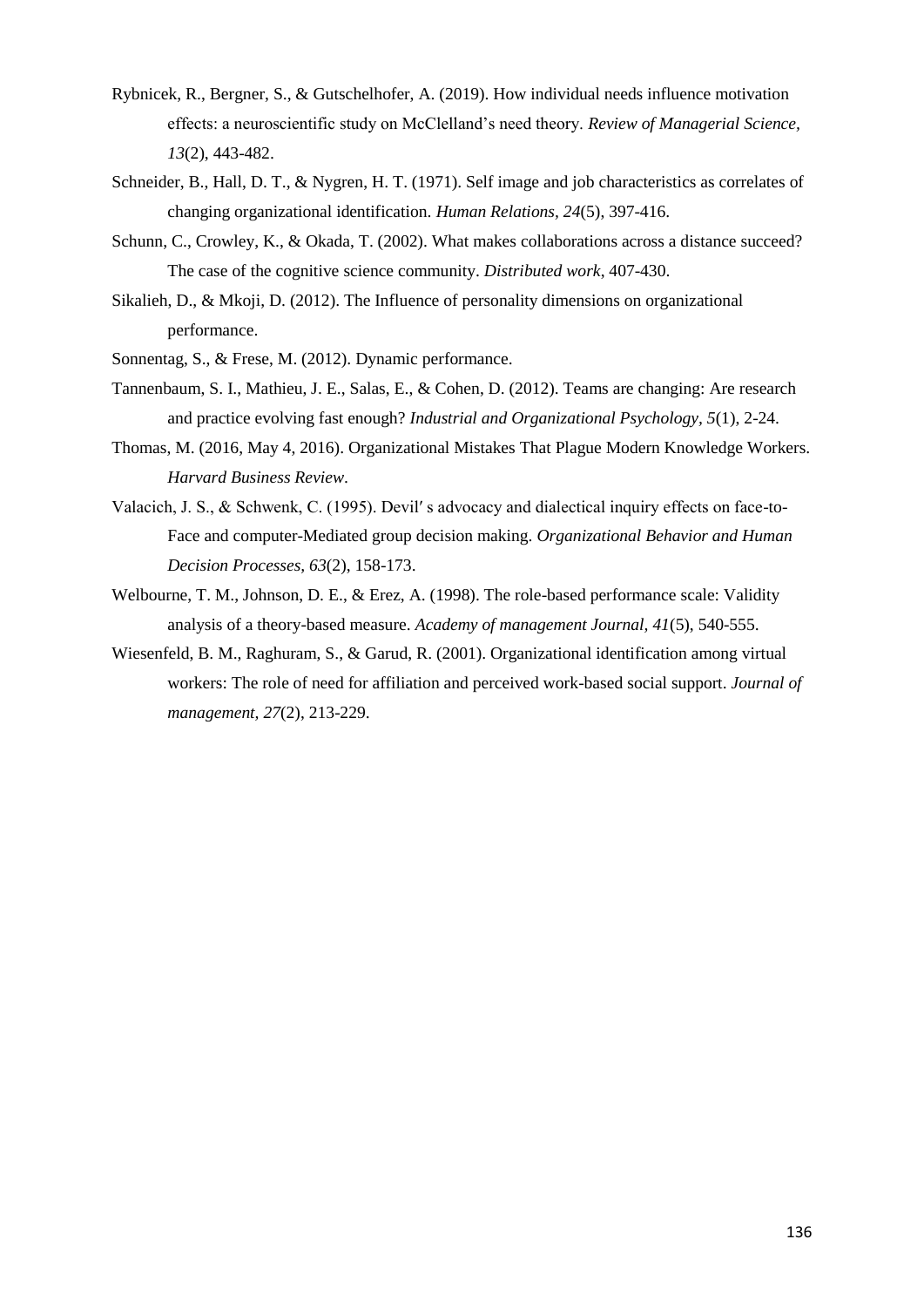Rybnicek, R., Bergner, S., & Gutschelhofer, A. (2019). How individual needs influence motivation effects: a neuroscientific study on McClelland's need theory. *Review of Managerial Science, 13*(2), 443-482.

Schneider, B., Hall, D. T., & Nygren, H. T. (1971). Self image and job characteristics as correlates of changing organizational identification. *Human Relations, 24*(5), 397-416.

Schunn, C., Crowley, K., & Okada, T. (2002). What makes collaborations across a distance succeed? The case of the cognitive science community. *Distributed work*, 407-430.

Sikalieh, D., & Mkoji, D. (2012). The Influence of personality dimensions on organizational performance.

Sonnentag, S., & Frese, M. (2012). Dynamic performance.

Tannenbaum, S. I., Mathieu, J. E., Salas, E., & Cohen, D. (2012). Teams are changing: Are research and practice evolving fast enough? *Industrial and Organizational Psychology, 5*(1), 2-24.

Thomas, M. (2016, May 4, 2016). Organizational Mistakes That Plague Modern Knowledge Workers. *Harvard Business Review*.

Valacich, J. S., & Schwenk, C. (1995). Devil′ s advocacy and dialectical inquiry effects on face-to-Face and computer-Mediated group decision making. *Organizational Behavior and Human Decision Processes, 63*(2), 158-173.

Welbourne, T. M., Johnson, D. E., & Erez, A. (1998). The role-based performance scale: Validity analysis of a theory-based measure. *Academy of management Journal, 41*(5), 540-555.

Wiesenfeld, B. M., Raghuram, S., & Garud, R. (2001). Organizational identification among virtual workers: The role of need for affiliation and perceived work-based social support. *Journal of management, 27*(2), 213-229.